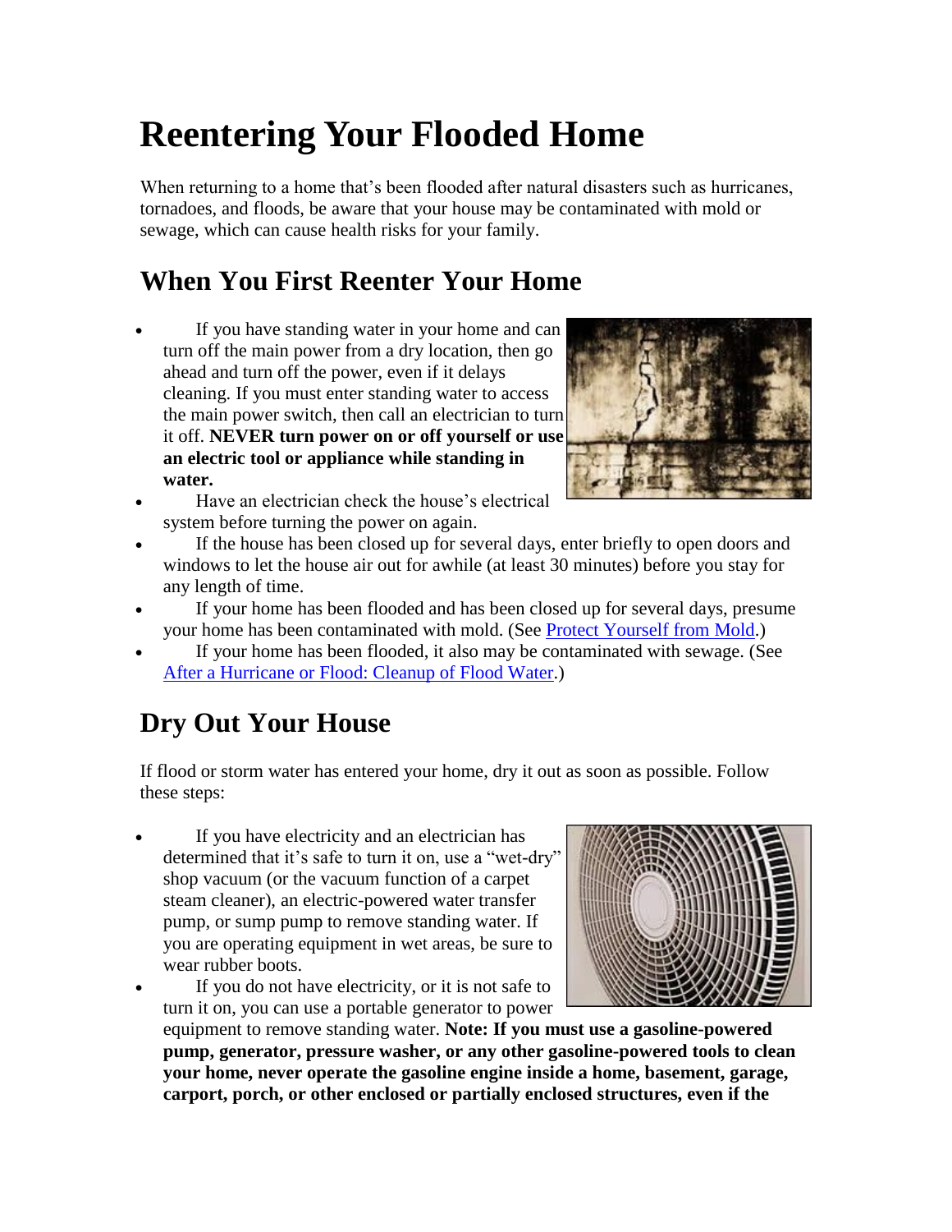# Reentering Your Flooded Home

When returning to a home that's been flooded after natural disasters such as hurricanes, tornadoes, and floods, be aware that your house may be contaminated with mold or sewage, which can cause health risks for your family.

## When You First Reenter Your Home

- If you have standing water in your home and can turn off the main power from a dry location, then go ahead and turn off the power, even if it delays cleaning. If you must enter standing water to access the main power switch, then call an electrician to turn it off. **NEVER turn power on or off yourself or use an electric tool or appliance while standing in water.**
- Have an electrician check the house's electrical system before turning the power on again.
- If the house has been closed up for several days, enter briefly to open doors and windows to let the house air out for awhile (at least 30 minutes) before you stay for any length of time.
- If your home has been flooded and has been closed up for several days, presume your home has been contaminated with mold. (See [Protect Yourself from Mold](#).)
- If your home has been flooded, it also may be contaminated with sewage. (See [After a Hurricane or Flood: Cleanup of Flood Water](#).)

## Dry Out Your House

If flood or storm water has entered your home, dry it out as soon as possible. Follow these steps:

- If you have electricity and an electrician has determined that it's safe to turn it on, use a "wet-dry" shop vacuum (or the vacuum function of a carpet steam cleaner), an electric-powered water transfer pump, or sump pump to remove standing water. If you are operating equipment in wet areas, be sure to wear rubber boots.
- If you do not have electricity, or it is not safe to turn it on, you can use a portable generator to power equipment to remove standing water. **Note: If you must use a gasoline-powered pump, generator, pressure washer, or any other gasoline-powered tools to clean your home, never operate the gasoline engine inside a home, basement, garage, carport, porch, or other enclosed or partially enclosed structures, even if the**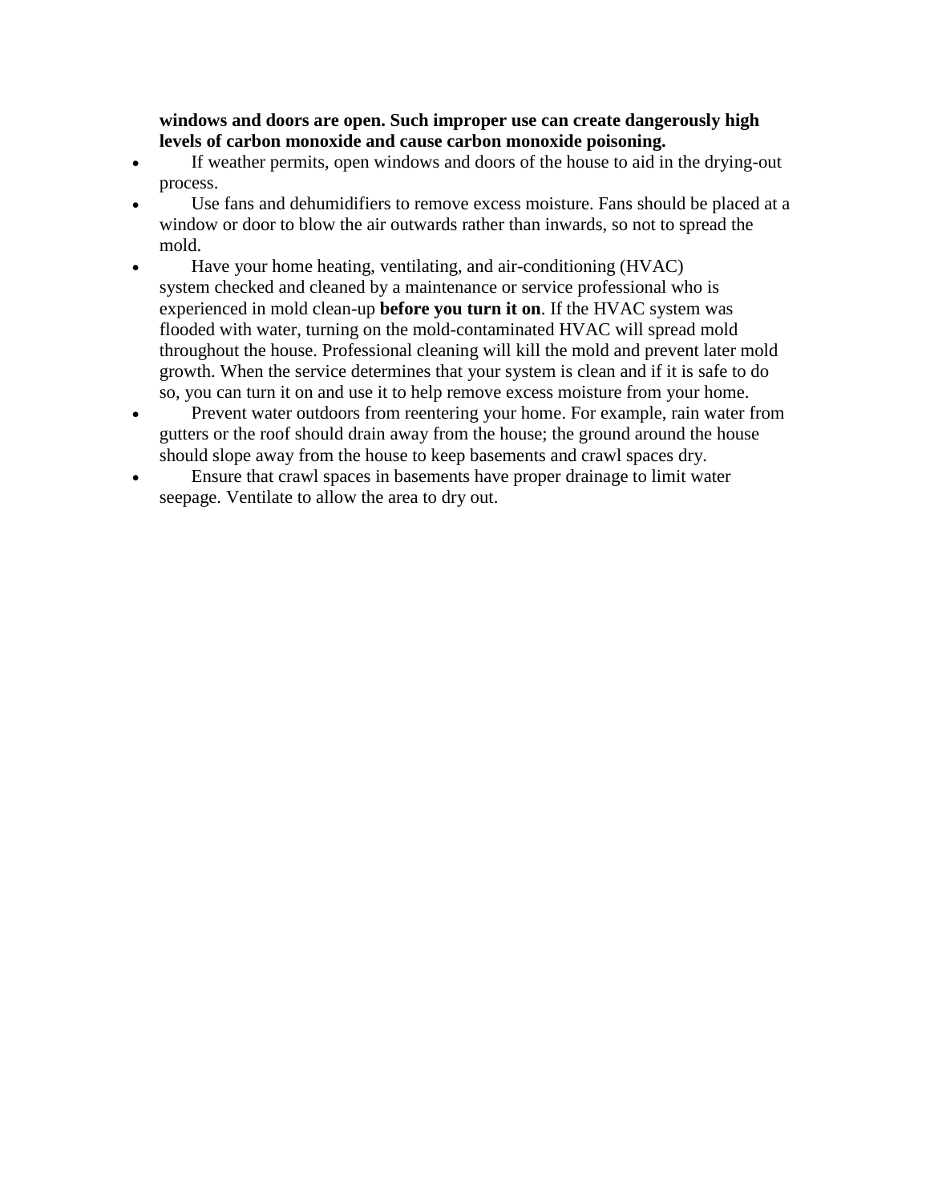**windows and doors are open. Such improper use can create dangerously high levels of carbon monoxide and cause carbon monoxide poisoning.**

- If weather permits, open windows and doors of the house to aid in the drying-out process.
- Use fans and dehumidifiers to remove excess moisture. Fans should be placed at a window or door to blow the air outwards rather than inwards, so not to spread the mold.
- Have your home heating, ventilating, and air-conditioning (HVAC) system checked and cleaned by a maintenance or service professional who is experienced in mold clean-up **before you turn it on**. If the HVAC system was flooded with water, turning on the mold-contaminated HVAC will spread mold throughout the house. Professional cleaning will kill the mold and prevent later mold growth. When the service determines that your system is clean and if it is safe to do so, you can turn it on and use it to help remove excess moisture from your home.
- Prevent water outdoors from reentering your home. For example, rain water from gutters or the roof should drain away from the house; the ground around the house should slope away from the house to keep basements and crawl spaces dry.
- Ensure that crawl spaces in basements have proper drainage to limit water seepage. Ventilate to allow the area to dry out.